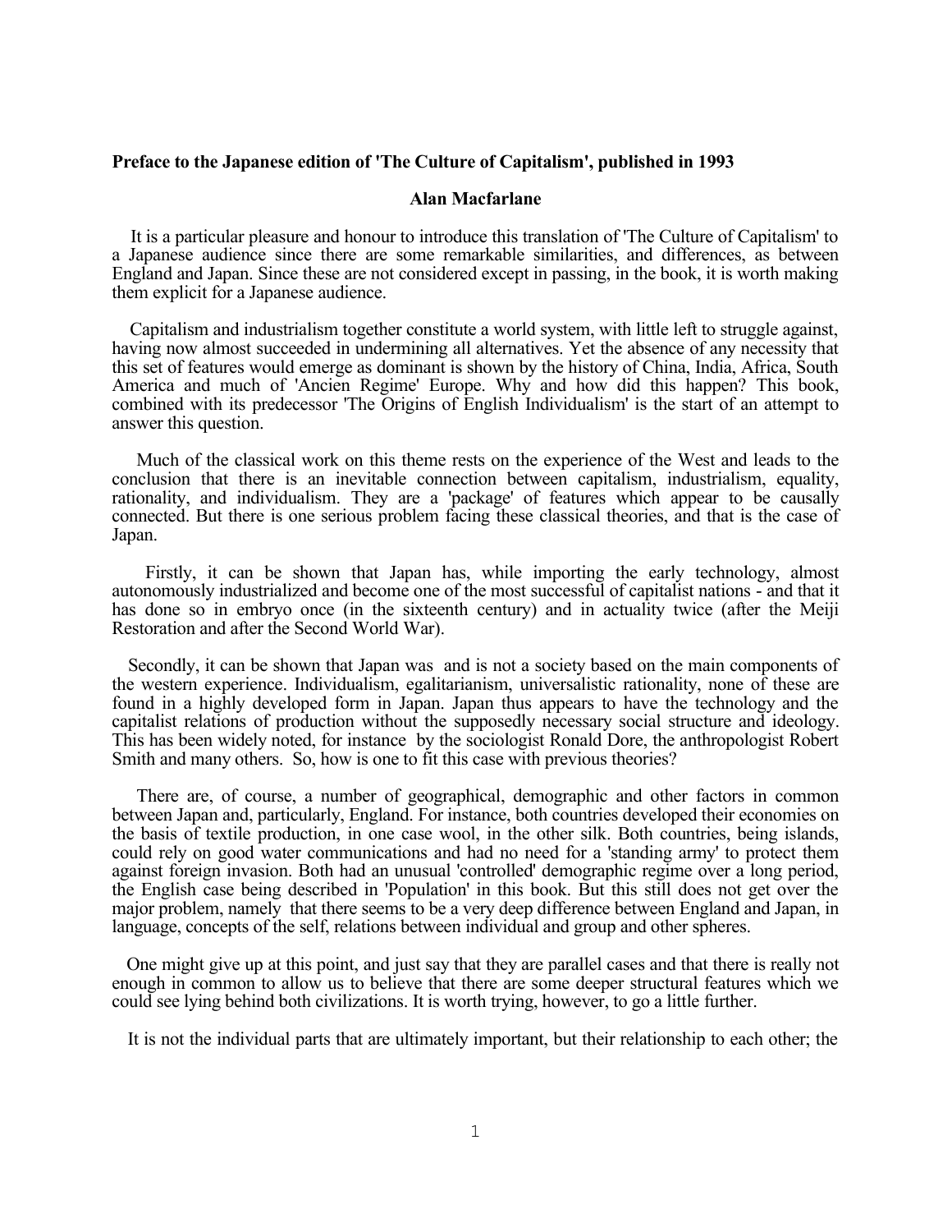**Preface to the Japanese edition of 'The Culture of Capitalism', published in 1993**

**Alan Macfarlane**

It is a particular pleasure and honour to introduce this translation of 'The Culture of Capitalism' to a Japanese audience since there are some remarkable similarities, and differences, as between England and Japan. Since these are not considered except in passing, in the book, it is worth making them explicit for a Japanese audience.

Capitalism and industrialism together constitute a world system, with little left to struggle against, having now almost succeeded in undermining all alternatives. Yet the absence of any necessity that this set of features would emerge as dominant is shown by the history of China, India, Africa, South America and much of 'Ancien Regime' Europe. Why and how did this happen? This book, combined with its predecessor 'The Origins of English Individualism' is the start of an attempt to answer this question.

Much of the classical work on this theme rests on the experience of the West and leads to the conclusion that there is an inevitable connection between capitalism, industrialism, equality, rationality, and individualism. They are a 'package' of features which appear to be causally connected. But there is one serious problem facing these classical theories, and that is the case of Japan.

Firstly, it can be shown that Japan has, while importing the early technology, almost autonomously industrialized and become one of the most successful of capitalist nations - and that it has done so in embryo once (in the sixteenth century) and in actuality twice (after the Meiji Restoration and after the Second World War).

Secondly, it can be shown that Japan was and is not a society based on the main components of the western experience. Individualism, egalitarianism, universalistic rationality, none of these are found in a highly developed form in Japan. Japan thus appears to have the technology and the capitalist relations of production without the supposedly necessary social structure and ideology. This has been widely noted, for instance by the sociologist Ronald Dore, the anthropologist Robert Smith and many others. So, how is one to fit this case with previous theories?

There are, of course, a number of geographical, demographic and other factors in common between Japan and, particularly, England. For instance, both countries developed their economies on the basis of textile production, in one case wool, in the other silk. Both countries, being islands, could rely on good water communications and had no need for a 'standing army' to protect them against foreign invasion. Both had an unusual 'controlled' demographic regime over a long period, the English case being described in 'Population' in this book. But this still does not get over the major problem, namely that there seems to be a very deep difference between England and Japan, in language, concepts of the self, relations between individual and group and other spheres.

One might give up at this point, and just say that they are parallel cases and that there is really not enough in common to allow us to believe that there are some deeper structural features which we could see lying behind both civilizations. It is worth trying, however, to go a little further.

It is not the individual parts that are ultimately important, but their relationship to each other; the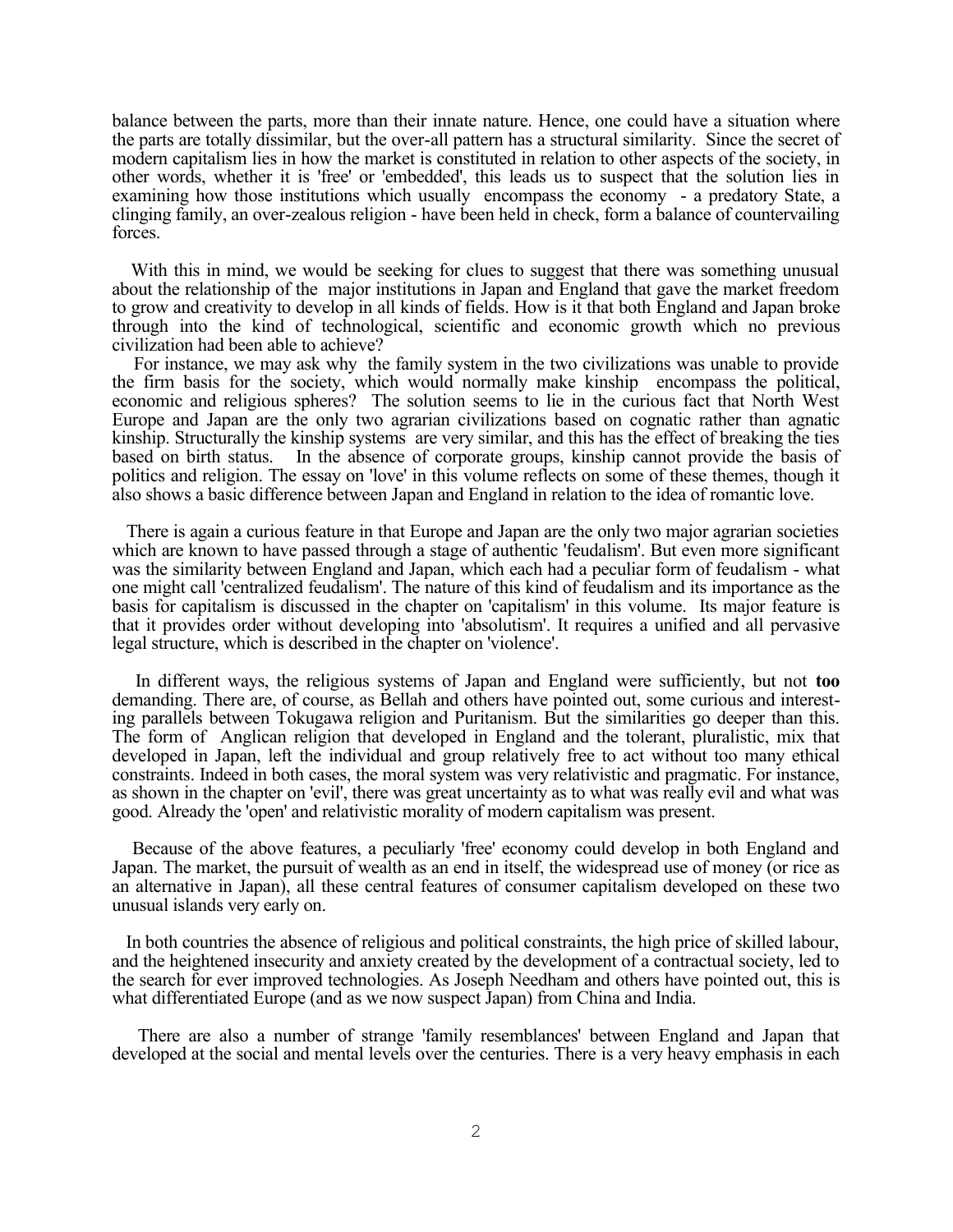balance between the parts, more than their innate nature. Hence, one could have a situation where the parts are totally dissimilar, but the over-all pattern has a structural similarity. Since the secret of modern capitalism lies in how the market is constituted in relation to other aspects of the society, in other words, whether it is 'free' or 'embedded', this leads us to suspect that the solution lies in examining how those institutions which usually encompass the economy - a predatory State, a clinging family, an over-zealous religion - have been held in check, form a balance of countervailing forces.

With this in mind, we would be seeking for clues to suggest that there was something unusual about the relationship of the major institutions in Japan and England that gave the market freedom to grow and creativity to develop in all kinds of fields. How is it that both England and Japan broke through into the kind of technological, scientific and economic growth which no previous civilization had been able to achieve?

For instance, we may ask why the family system in the two civilizations was unable to provide the firm basis for the society, which would normally make kinship encompass the political, economic and religious spheres? The solution seems to lie in the curious fact that North West Europe and Japan are the only two agrarian civilizations based on cognatic rather than agnatic kinship. Structurally the kinship systems are very similar, and this has the effect of breaking the ties based on birth status. In the absence of corporate groups, kinship cannot provide the basis of politics and religion. The essay on 'love' in this volume reflects on some of these themes, though it also shows a basic difference between Japan and England in relation to the idea of romantic love.

There is again a curious feature in that Europe and Japan are the only two major agrarian societies which are known to have passed through a stage of authentic 'feudalism'. But even more significant was the similarity between England and Japan, which each had a peculiar form of feudalism - what one might call 'centralized feudalism'. The nature of this kind of feudalism and its importance as the basis for capitalism is discussed in the chapter on 'capitalism' in this volume. Its major feature is that it provides order without developing into 'absolutism'. It requires a unified and all pervasive legal structure, which is described in the chapter on 'violence'.

In different ways, the religious systems of Japan and England were sufficiently, but not **too** demanding. There are, of course, as Bellah and others have pointed out, some curious and interesting parallels between Tokugawa religion and Puritanism. But the similarities go deeper than this. The form of Anglican religion that developed in England and the tolerant, pluralistic, mix that developed in Japan, left the individual and group relatively free to act without too many ethical constraints. Indeed in both cases, the moral system was very relativistic and pragmatic. For instance, as shown in the chapter on 'evil', there was great uncertainty as to what was really evil and what was good. Already the 'open' and relativistic morality of modern capitalism was present.

Because of the above features, a peculiarly 'free' economy could develop in both England and Japan. The market, the pursuit of wealth as an end in itself, the widespread use of money (or rice as an alternative in Japan), all these central features of consumer capitalism developed on these two unusual islands very early on.

In both countries the absence of religious and political constraints, the high price of skilled labour, and the heightened insecurity and anxiety created by the development of a contractual society, led to the search for ever improved technologies. As Joseph Needham and others have pointed out, this is what differentiated Europe (and as we now suspect Japan) from China and India.

There are also a number of strange 'family resemblances' between England and Japan that developed at the social and mental levels over the centuries. There is a very heavy emphasis in each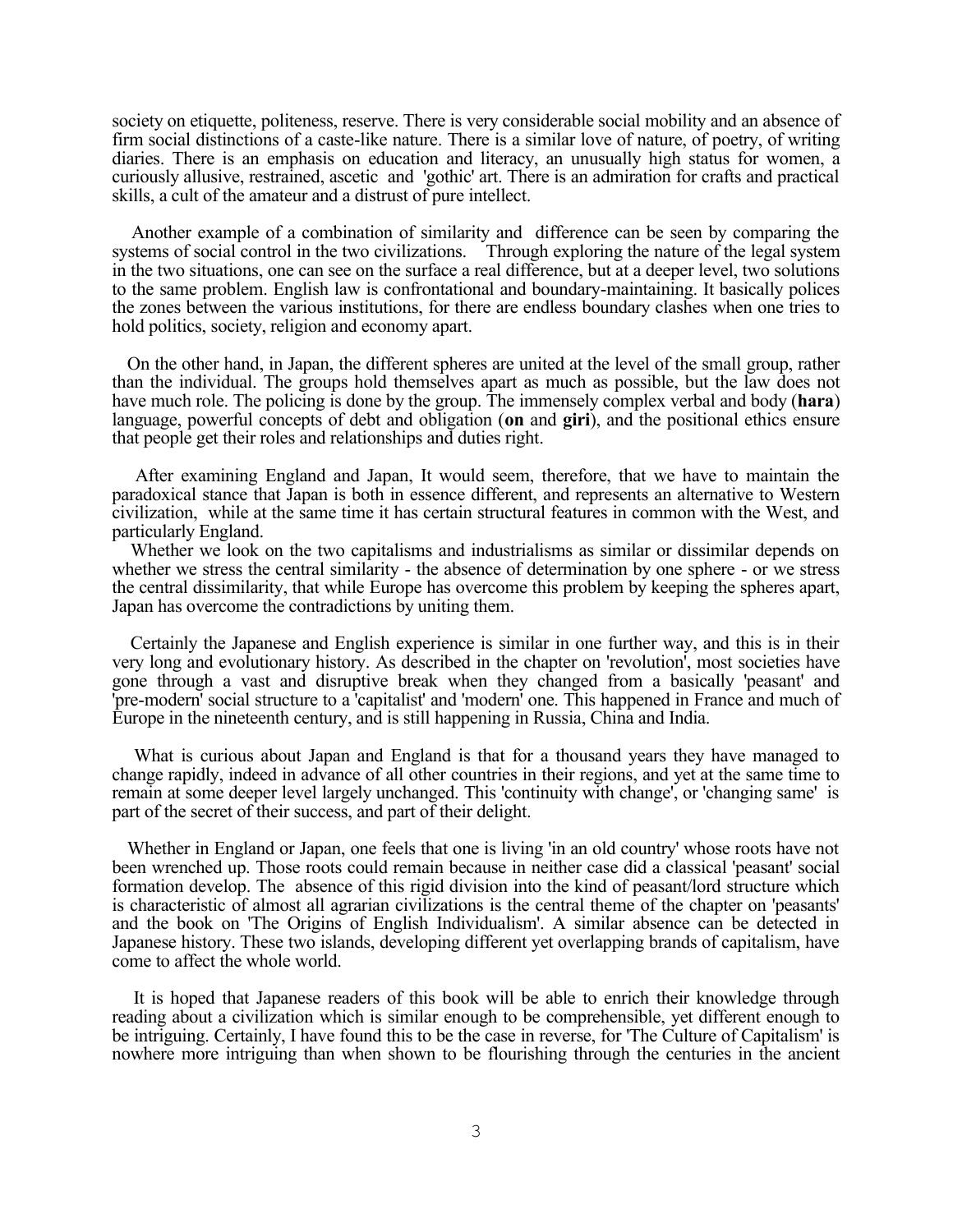society on etiquette, politeness, reserve. There is very considerable social mobility and an absence of firm social distinctions of a caste-like nature. There is a similar love of nature, of poetry, of writing diaries. There is an emphasis on education and literacy, an unusually high status for women, a curiously allusive, restrained, ascetic and 'gothic' art. There is an admiration for crafts and practical skills, a cult of the amateur and a distrust of pure intellect.

Another example of a combination of similarity and difference can be seen by comparing the systems of social control in the two civilizations. Through exploring the nature of the legal system in the two situations, one can see on the surface a real difference, but at a deeper level, two solutions to the same problem. English law is confrontational and boundary-maintaining. It basically polices the zones between the various institutions, for there are endless boundary clashes when one tries to hold politics, society, religion and economy apart.

On the other hand, in Japan, the different spheres are united at the level of the small group, rather than the individual. The groups hold themselves apart as much as possible, but the law does not have much role. The policing is done by the group. The immensely complex verbal and body (**hara**) language, powerful concepts of debt and obligation (**on** and **giri**), and the positional ethics ensure that people get their roles and relationships and duties right.

After examining England and Japan, It would seem, therefore, that we have to maintain the paradoxical stance that Japan is both in essence different, and represents an alternative to Western civilization, while at the same time it has certain structural features in common with the West, and particularly England.

Whether we look on the two capitalisms and industrialisms as similar or dissimilar depends on whether we stress the central similarity - the absence of determination by one sphere - or we stress the central dissimilarity, that while Europe has overcome this problem by keeping the spheres apart, Japan has overcome the contradictions by uniting them.

Certainly the Japanese and English experience is similar in one further way, and this is in their very long and evolutionary history. As described in the chapter on 'revolution', most societies have gone through a vast and disruptive break when they changed from a basically 'peasant' and 'pre-modern' social structure to a 'capitalist' and 'modern' one. This happened in France and much of Europe in the nineteenth century, and is still happening in Russia, China and India.

What is curious about Japan and England is that for a thousand years they have managed to change rapidly, indeed in advance of all other countries in their regions, and yet at the same time to remain at some deeper level largely unchanged. This 'continuity with change', or 'changing same' is part of the secret of their success, and part of their delight.

Whether in England or Japan, one feels that one is living 'in an old country' whose roots have not been wrenched up. Those roots could remain because in neither case did a classical 'peasant' social formation develop. The absence of this rigid division into the kind of peasant/lord structure which is characteristic of almost all agrarian civilizations is the central theme of the chapter on 'peasants' and the book on 'The Origins of English Individualism'. A similar absence can be detected in Japanese history. These two islands, developing different yet overlapping brands of capitalism, have come to affect the whole world.

It is hoped that Japanese readers of this book will be able to enrich their knowledge through reading about a civilization which is similar enough to be comprehensible, yet different enough to be intriguing. Certainly, I have found this to be the case in reverse, for 'The Culture of Capitalism' is nowhere more intriguing than when shown to be flourishing through the centuries in the ancient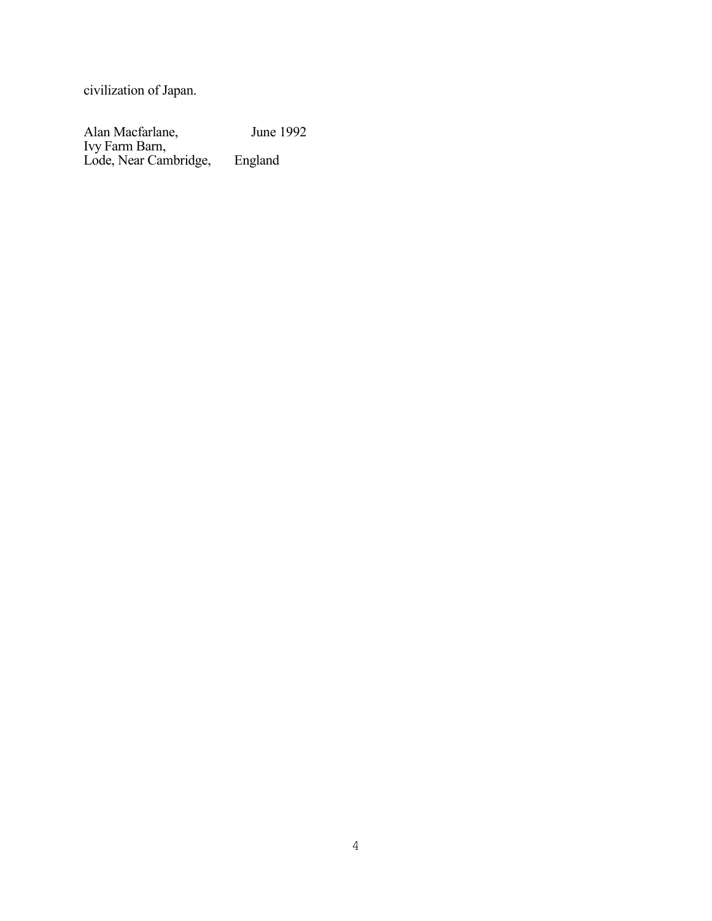civilization of Japan.

Alan Macfarlane, June 1992
Ivy Farm Barn,
Lode, Near Cambridge, England